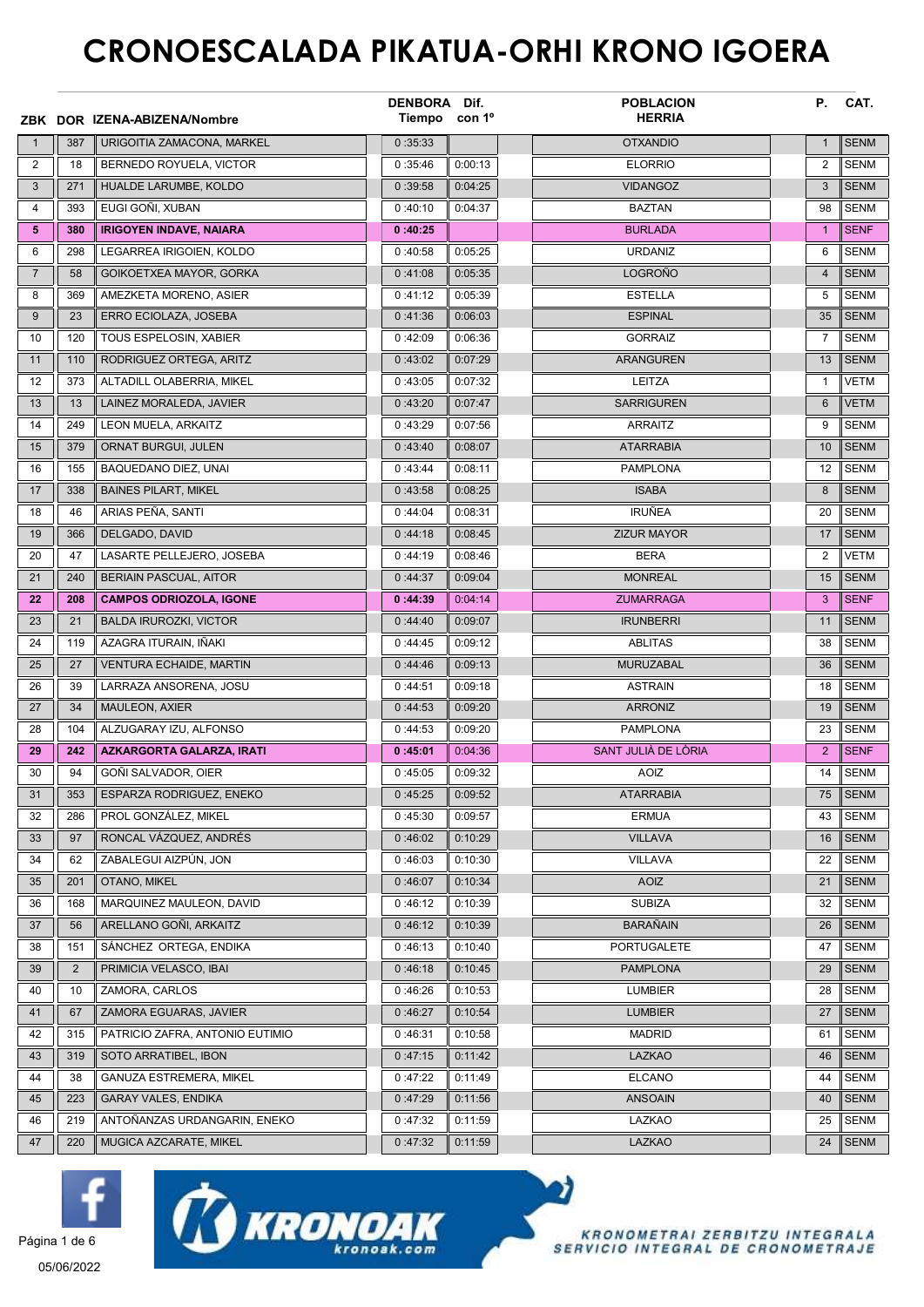# CRONOESCALADA PIKATUA-ORHI KRONO IGOERA

| ZBK | DOR | IZENA-ABIZENA/Nombre | DENBORA Tiempo | Dif. con 1º | POBLACION HERRIA | P. | CAT. |
|---|---|---|---|---|---|---|---|
| 1 | 387 | URIGOITIA ZAMACONA, MARKEL | 0 :35:33 | | OTXANDIO | 1 | SENM |
| 2 | 18 | BERNEDO ROYUELA, VICTOR | 0 :35:46 | 0:00:13 | ELORRIO | 2 | SENM |
| 3 | 271 | HUALDE LARUMBE, KOLDO | 0 :39:58 | 0:04:25 | VIDANGOZ | 3 | SENM |
| 4 | 393 | EUGI GOÑI, XUBAN | 0 :40:10 | 0:04:37 | BAZTAN | 98 | SENM |
| **5** | **380** | **IRIGOYEN INDAVE, NAIARA** | **0 :40:25** | | **BURLADA** | **1** | **SENF** |
| 6 | 298 | LEGARREA IRIGOIEN, KOLDO | 0 :40:58 | 0:05:25 | URDANIZ | 6 | SENM |
| 7 | 58 | GOIKOETXEA MAYOR, GORKA | 0 :41:08 | 0:05:35 | LOGROÑO | 4 | SENM |
| 8 | 369 | AMEZKETA MORENO, ASIER | 0 :41:12 | 0:05:39 | ESTELLA | 5 | SENM |
| 9 | 23 | ERRO ECIOLAZA, JOSEBA | 0 :41:36 | 0:06:03 | ESPINAL | 35 | SENM |
| 10 | 120 | TOUS ESPELOSIN, XABIER | 0 :42:09 | 0:06:36 | GORRAIZ | 7 | SENM |
| 11 | 110 | RODRIGUEZ ORTEGA, ARITZ | 0 :43:02 | 0:07:29 | ARANGUREN | 13 | SENM |
| 12 | 373 | ALTADILL OLABERRIA, MIKEL | 0 :43:05 | 0:07:32 | LEITZA | 1 | VETM |
| 13 | 13 | LAINEZ MORALEDA, JAVIER | 0 :43:20 | 0:07:47 | SARRIGUREN | 6 | VETM |
| 14 | 249 | LEON MUELA, ARKAITZ | 0 :43:29 | 0:07:56 | ARRAITZ | 9 | SENM |
| 15 | 379 | ORNAT BURGUI, JULEN | 0 :43:40 | 0:08:07 | ATARRABIA | 10 | SENM |
| 16 | 155 | BAQUEDANO DIEZ, UNAI | 0 :43:44 | 0:08:11 | PAMPLONA | 12 | SENM |
| 17 | 338 | BAINES PILART, MIKEL | 0 :43:58 | 0:08:25 | ISABA | 8 | SENM |
| 18 | 46 | ARIAS PEÑA, SANTI | 0 :44:04 | 0:08:31 | IRUÑEA | 20 | SENM |
| 19 | 366 | DELGADO, DAVID | 0 :44:18 | 0:08:45 | ZIZUR MAYOR | 17 | SENM |
| 20 | 47 | LASARTE PELLEJERO, JOSEBA | 0 :44:19 | 0:08:46 | BERA | 2 | VETM |
| 21 | 240 | BERIAIN PASCUAL, AITOR | 0 :44:37 | 0:09:04 | MONREAL | 15 | SENM |
| **22** | **208** | **CAMPOS ODRIOZOLA, IGONE** | **0 :44:39** | **0:04:14** | **ZUMARRAGA** | **3** | **SENF** |
| 23 | 21 | BALDA IRUROZKI, VICTOR | 0 :44:40 | 0:09:07 | IRUNBERRI | 11 | SENM |
| 24 | 119 | AZAGRA ITURAIN, IÑAKI | 0 :44:45 | 0:09:12 | ABLITAS | 38 | SENM |
| 25 | 27 | VENTURA ECHAIDE, MARTIN | 0 :44:46 | 0:09:13 | MURUZABAL | 36 | SENM |
| 26 | 39 | LARRAZA ANSORENA, JOSU | 0 :44:51 | 0:09:18 | ASTRAIN | 18 | SENM |
| 27 | 34 | MAULEON, AXIER | 0 :44:53 | 0:09:20 | ARRONIZ | 19 | SENM |
| 28 | 104 | ALZUGARAY IZU, ALFONSO | 0 :44:53 | 0:09:20 | PAMPLONA | 23 | SENM |
| **29** | **242** | **AZKARGORTA GALARZA, IRATI** | **0 :45:01** | **0:04:36** | **SANT JULIÀ DE LÒRIA** | **2** | **SENF** |
| 30 | 94 | GOÑI SALVADOR, OIER | 0 :45:05 | 0:09:32 | AOIZ | 14 | SENM |
| 31 | 353 | ESPARZA RODRIGUEZ, ENEKO | 0 :45:25 | 0:09:52 | ATARRABIA | 75 | SENM |
| 32 | 286 | PROL GONZÁLEZ, MIKEL | 0 :45:30 | 0:09:57 | ERMUA | 43 | SENM |
| 33 | 97 | RONCAL VÁZQUEZ, ANDRÉS | 0 :46:02 | 0:10:29 | VILLAVA | 16 | SENM |
| 34 | 62 | ZABALEGUI AIZPÚN, JON | 0 :46:03 | 0:10:30 | VILLAVA | 22 | SENM |
| 35 | 201 | OTANO, MIKEL | 0 :46:07 | 0:10:34 | AOIZ | 21 | SENM |
| 36 | 168 | MARQUINEZ MAULEON, DAVID | 0 :46:12 | 0:10:39 | SUBIZA | 32 | SENM |
| 37 | 56 | ARELLANO GOÑI, ARKAITZ | 0 :46:12 | 0:10:39 | BARAÑAIN | 26 | SENM |
| 38 | 151 | SÁNCHEZ ORTEGA, ENDIKA | 0 :46:13 | 0:10:40 | PORTUGALETE | 47 | SENM |
| 39 | 2 | PRIMICIA VELASCO, IBAI | 0 :46:18 | 0:10:45 | PAMPLONA | 29 | SENM |
| 40 | 10 | ZAMORA, CARLOS | 0 :46:26 | 0:10:53 | LUMBIER | 28 | SENM |
| 41 | 67 | ZAMORA EGUARAS, JAVIER | 0 :46:27 | 0:10:54 | LUMBIER | 27 | SENM |
| 42 | 315 | PATRICIO ZAFRA, ANTONIO EUTIMIO | 0 :46:31 | 0:10:58 | MADRID | 61 | SENM |
| 43 | 319 | SOTO ARRATIBEL, IBON | 0 :47:15 | 0:11:42 | LAZKAO | 46 | SENM |
| 44 | 38 | GANUZA ESTREMERA, MIKEL | 0 :47:22 | 0:11:49 | ELCANO | 44 | SENM |
| 45 | 223 | GARAY VALES, ENDIKA | 0 :47:29 | 0:11:56 | ANSOAIN | 40 | SENM |
| 46 | 219 | ANTOÑANZAS URDANGARIN, ENEKO | 0 :47:32 | 0:11:59 | LAZKAO | 25 | SENM |
| 47 | 220 | MUGICA AZCARATE, MIKEL | 0 :47:32 | 0:11:59 | LAZKAO | 24 | SENM |

05/06/2022

KRONOMETRAI ZERBITZU INTEGRALA
SERVICIO INTEGRAL DE CRONOMETRAJE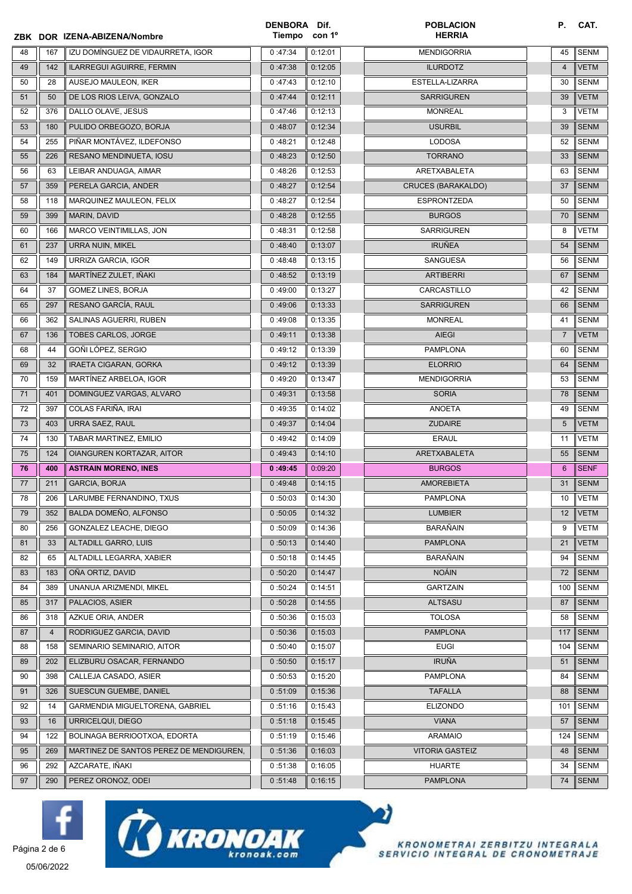| ZBK | DOR | IZENA-ABIZENA/Nombre | DENBORA Tiempo | Dif. con 1º | POBLACION HERRIA | P. | CAT. |
|---|---|---|---|---|---|---|---|
| 48 | 167 | IZU DOMÍNGUEZ DE VIDAURRETA, IGOR | 0 :47:34 | 0:12:01 | MENDIGORRIA | 45 | SENM |
| 49 | 142 | ILARREGUI AGUIRRE, FERMIN | 0 :47:38 | 0:12:05 | ILURDOTZ | 4 | VETM |
| 50 | 28 | AUSEJO MAULEON, IKER | 0 :47:43 | 0:12:10 | ESTELLA-LIZARRA | 30 | SENM |
| 51 | 50 | DE LOS RIOS LEIVA, GONZALO | 0 :47:44 | 0:12:11 | SARRIGUREN | 39 | VETM |
| 52 | 376 | DALLO OLAVE, JESUS | 0 :47:46 | 0:12:13 | MONREAL | 3 | VETM |
| 53 | 180 | PULIDO ORBEGOZO, BORJA | 0 :48:07 | 0:12:34 | USURBIL | 39 | SENM |
| 54 | 255 | PIÑAR MONTÁVEZ, ILDEFONSO | 0 :48:21 | 0:12:48 | LODOSA | 52 | SENM |
| 55 | 226 | RESANO MENDINUETA, IOSU | 0 :48:23 | 0:12:50 | TORRANO | 33 | SENM |
| 56 | 63 | LEIBAR ANDUAGA, AIMAR | 0 :48:26 | 0:12:53 | ARETXABALETA | 63 | SENM |
| 57 | 359 | PERELA GARCIA, ANDER | 0 :48:27 | 0:12:54 | CRUCES (BARAKALDO) | 37 | SENM |
| 58 | 118 | MARQUINEZ MAULEON, FELIX | 0 :48:27 | 0:12:54 | ESPRONTZEDA | 50 | SENM |
| 59 | 399 | MARIN, DAVID | 0 :48:28 | 0:12:55 | BURGOS | 70 | SENM |
| 60 | 166 | MARCO VEINTIMILLAS, JON | 0 :48:31 | 0:12:58 | SARRIGUREN | 8 | VETM |
| 61 | 237 | URRA NUIN, MIKEL | 0 :48:40 | 0:13:07 | IRUÑEA | 54 | SENM |
| 62 | 149 | URRIZA GARCIA, IGOR | 0 :48:48 | 0:13:15 | SANGUESA | 56 | SENM |
| 63 | 184 | MARTÍNEZ ZULET, IÑAKI | 0 :48:52 | 0:13:19 | ARTIBERRI | 67 | SENM |
| 64 | 37 | GOMEZ LINES, BORJA | 0 :49:00 | 0:13:27 | CARCASTILLO | 42 | SENM |
| 65 | 297 | RESANO GARCÍA, RAUL | 0 :49:06 | 0:13:33 | SARRIGUREN | 66 | SENM |
| 66 | 362 | SALINAS AGUERRI, RUBEN | 0 :49:08 | 0:13:35 | MONREAL | 41 | SENM |
| 67 | 136 | TOBES CARLOS, JORGE | 0 :49:11 | 0:13:38 | AIEGI | 7 | VETM |
| 68 | 44 | GOÑI LÓPEZ, SERGIO | 0 :49:12 | 0:13:39 | PAMPLONA | 60 | SENM |
| 69 | 32 | IRAETA CIGARAN, GORKA | 0 :49:12 | 0:13:39 | ELORRIO | 64 | SENM |
| 70 | 159 | MARTÍNEZ ARBELOA, IGOR | 0 :49:20 | 0:13:47 | MENDIGORRIA | 53 | SENM |
| 71 | 401 | DOMINGUEZ VARGAS, ALVARO | 0 :49:31 | 0:13:58 | SORIA | 78 | SENM |
| 72 | 397 | COLAS FARIÑA, IRAI | 0 :49:35 | 0:14:02 | ANOETA | 49 | SENM |
| 73 | 403 | URRA SAEZ, RAUL | 0 :49:37 | 0:14:04 | ZUDAIRE | 5 | VETM |
| 74 | 130 | TABAR MARTINEZ, EMILIO | 0 :49:42 | 0:14:09 | ERAUL | 11 | VETM |
| 75 | 124 | OIANGUREN KORTAZAR, AITOR | 0 :49:43 | 0:14:10 | ARETXABALETA | 55 | SENM |
| **76** | **400** | **ASTRAIN MORENO, INES** | **0 :49:45** | 0:09:20 | BURGOS | 6 | SENF |
| 77 | 211 | GARCIA, BORJA | 0 :49:48 | 0:14:15 | AMOREBIETA | 31 | SENM |
| 78 | 206 | LARUMBE FERNANDINO, TXUS | 0 :50:03 | 0:14:30 | PAMPLONA | 10 | VETM |
| 79 | 352 | BALDA DOMEÑO, ALFONSO | 0 :50:05 | 0:14:32 | LUMBIER | 12 | VETM |
| 80 | 256 | GONZALEZ LEACHE, DIEGO | 0 :50:09 | 0:14:36 | BARAÑAIN | 9 | VETM |
| 81 | 33 | ALTADILL GARRO, LUIS | 0 :50:13 | 0:14:40 | PAMPLONA | 21 | VETM |
| 82 | 65 | ALTADILL LEGARRA, XABIER | 0 :50:18 | 0:14:45 | BARAÑAIN | 94 | SENM |
| 83 | 183 | OÑA ORTIZ, DAVID | 0 :50:20 | 0:14:47 | NOÁIN | 72 | SENM |
| 84 | 389 | UNANUA ARIZMENDI, MIKEL | 0 :50:24 | 0:14:51 | GARTZAIN | 100 | SENM |
| 85 | 317 | PALACIOS, ASIER | 0 :50:28 | 0:14:55 | ALTSASU | 87 | SENM |
| 86 | 318 | AZKUE ORIA, ANDER | 0 :50:36 | 0:15:03 | TOLOSA | 58 | SENM |
| 87 | 4 | RODRIGUEZ GARCIA, DAVID | 0 :50:36 | 0:15:03 | PAMPLONA | 117 | SENM |
| 88 | 158 | SEMINARIO SEMINARIO, AITOR | 0 :50:40 | 0:15:07 | EUGI | 104 | SENM |
| 89 | 202 | ELIZBURU OSACAR, FERNANDO | 0 :50:50 | 0:15:17 | IRUÑA | 51 | SENM |
| 90 | 398 | CALLEJA CASADO, ASIER | 0 :50:53 | 0:15:20 | PAMPLONA | 84 | SENM |
| 91 | 326 | SUESCUN GUEMBE, DANIEL | 0 :51:09 | 0:15:36 | TAFALLA | 88 | SENM |
| 92 | 14 | GARMENDIA MIGUELTORENA, GABRIEL | 0 :51:16 | 0:15:43 | ELIZONDO | 101 | SENM |
| 93 | 16 | URRICELQUI, DIEGO | 0 :51:18 | 0:15:45 | VIANA | 57 | SENM |
| 94 | 122 | BOLINAGA BERRIOOTXOA, EDORTA | 0 :51:19 | 0:15:46 | ARAMAIO | 124 | SENM |
| 95 | 269 | MARTINEZ DE SANTOS PEREZ DE MENDIGUREN, | 0 :51:36 | 0:16:03 | VITORIA GASTEIZ | 48 | SENM |
| 96 | 292 | AZCARATE, IÑAKI | 0 :51:38 | 0:16:05 | HUARTE | 34 | SENM |
| 97 | 290 | PEREZ ORONOZ, ODEI | 0 :51:48 | 0:16:15 | PAMPLONA | 74 | SENM |

05/06/2022

KRONOAK kronoak.com

KRONOMETRAI ZERBITZU INTEGRALA
SERVICIO INTEGRAL DE CRONOMETRAJE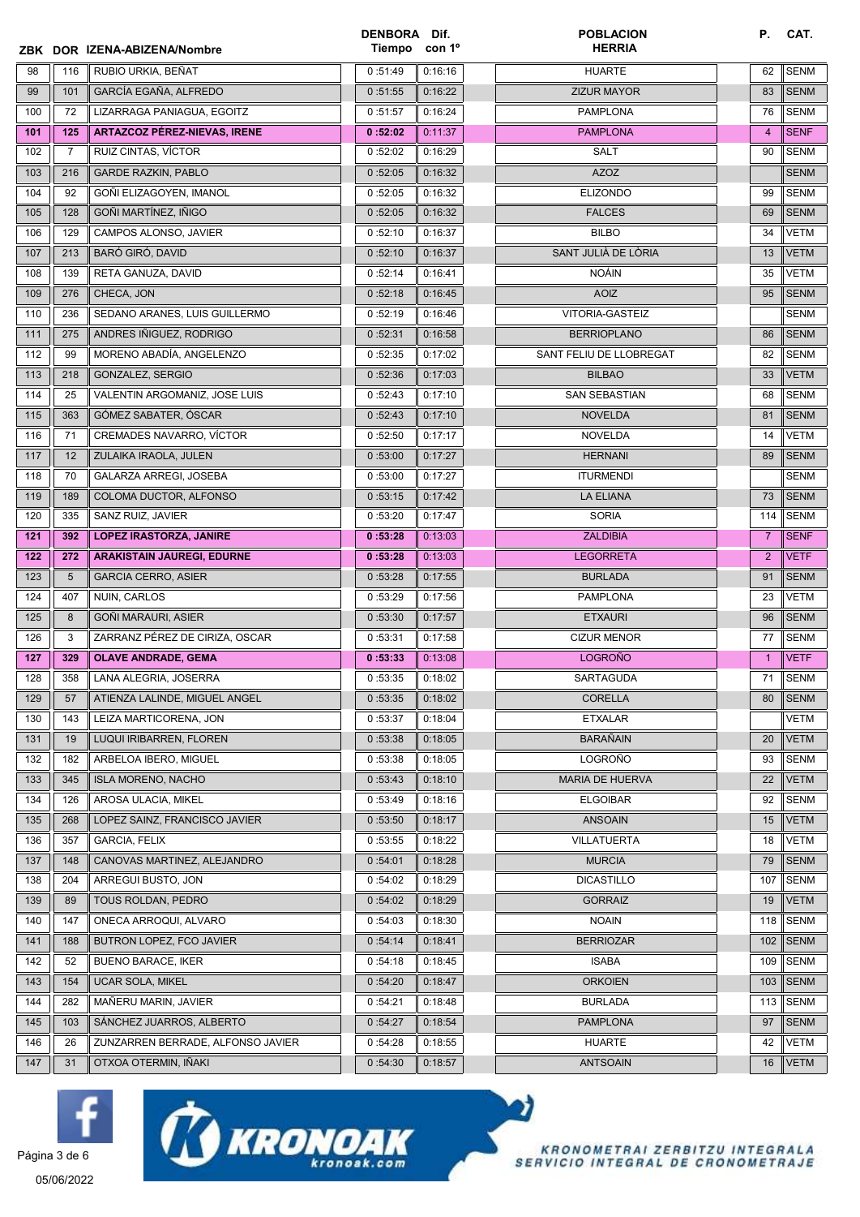| ZBK | DOR | IZENA-ABIZENA/Nombre | DENBORA Tiempo | Dif. con 1º | POBLACION HERRIA | P. | CAT. |
|---|---|---|---|---|---|---|---|
| 98 | 116 | RUBIO URKIA, BEÑAT | 0 :51:49 | 0:16:16 | HUARTE | 62 | SENM |
| 99 | 101 | GARCÍA EGAÑA, ALFREDO | 0 :51:55 | 0:16:22 | ZIZUR MAYOR | 83 | SENM |
| 100 | 72 | LIZARRAGA PANIAGUA, EGOITZ | 0 :51:57 | 0:16:24 | PAMPLONA | 76 | SENM |
| **101** | **125** | **ARTAZCOZ PÉREZ-NIEVAS, IRENE** | **0 :52:02** | 0:11:37 | PAMPLONA | 4 | SENF |
| 102 | 7 | RUIZ CINTAS, VÍCTOR | 0 :52:02 | 0:16:29 | SALT | 90 | SENM |
| 103 | 216 | GARDE RAZKIN, PABLO | 0 :52:05 | 0:16:32 | AZOZ | | SENM |
| 104 | 92 | GOÑI ELIZAGOYEN, IMANOL | 0 :52:05 | 0:16:32 | ELIZONDO | 99 | SENM |
| 105 | 128 | GOÑI MARTÍNEZ, IÑIGO | 0 :52:05 | 0:16:32 | FALCES | 69 | SENM |
| 106 | 129 | CAMPOS ALONSO, JAVIER | 0 :52:10 | 0:16:37 | BILBO | 34 | VETM |
| 107 | 213 | BARÓ GIRÓ, DAVID | 0 :52:10 | 0:16:37 | SANT JULIÀ DE LÒRIA | 13 | VETM |
| 108 | 139 | RETA GANUZA, DAVID | 0 :52:14 | 0:16:41 | NOÁIN | 35 | VETM |
| 109 | 276 | CHECA, JON | 0 :52:18 | 0:16:45 | AOIZ | 95 | SENM |
| 110 | 236 | SEDANO ARANES, LUIS GUILLERMO | 0 :52:19 | 0:16:46 | VITORIA-GASTEIZ | | SENM |
| 111 | 275 | ANDRES IÑIGUEZ, RODRIGO | 0 :52:31 | 0:16:58 | BERRIOPLANO | 86 | SENM |
| 112 | 99 | MORENO ABADÍA, ANGELENZO | 0 :52:35 | 0:17:02 | SANT FELIU DE LLOBREGAT | 82 | SENM |
| 113 | 218 | GONZALEZ, SERGIO | 0 :52:36 | 0:17:03 | BILBAO | 33 | VETM |
| 114 | 25 | VALENTIN ARGOMANIZ, JOSE LUIS | 0 :52:43 | 0:17:10 | SAN SEBASTIAN | 68 | SENM |
| 115 | 363 | GÓMEZ SABATER, ÓSCAR | 0 :52:43 | 0:17:10 | NOVELDA | 81 | SENM |
| 116 | 71 | CREMADES NAVARRO, VÍCTOR | 0 :52:50 | 0:17:17 | NOVELDA | 14 | VETM |
| 117 | 12 | ZULAIKA IRAOLA, JULEN | 0 :53:00 | 0:17:27 | HERNANI | 89 | SENM |
| 118 | 70 | GALARZA ARREGI, JOSEBA | 0 :53:00 | 0:17:27 | ITURMENDI | | SENM |
| 119 | 189 | COLOMA DUCTOR, ALFONSO | 0 :53:15 | 0:17:42 | LA ELIANA | 73 | SENM |
| 120 | 335 | SANZ RUIZ, JAVIER | 0 :53:20 | 0:17:47 | SORIA | 114 | SENM |
| **121** | **392** | **LOPEZ IRASTORZA, JANIRE** | **0 :53:28** | 0:13:03 | ZALDIBIA | 7 | SENF |
| **122** | **272** | **ARAKISTAIN JAUREGI, EDURNE** | **0 :53:28** | 0:13:03 | LEGORRETA | 2 | VETF |
| 123 | 5 | GARCIA CERRO, ASIER | 0 :53:28 | 0:17:55 | BURLADA | 91 | SENM |
| 124 | 407 | NUIN, CARLOS | 0 :53:29 | 0:17:56 | PAMPLONA | 23 | VETM |
| 125 | 8 | GOÑI MARAURI, ASIER | 0 :53:30 | 0:17:57 | ETXAURI | 96 | SENM |
| 126 | 3 | ZARRANZ PÉREZ DE CIRIZA, OSCAR | 0 :53:31 | 0:17:58 | CIZUR MENOR | 77 | SENM |
| **127** | **329** | **OLAVE ANDRADE, GEMA** | **0 :53:33** | 0:13:08 | LOGROÑO | 1 | VETF |
| 128 | 358 | LANA ALEGRIA, JOSERRA | 0 :53:35 | 0:18:02 | SARTAGUDA | 71 | SENM |
| 129 | 57 | ATIENZA LALINDE, MIGUEL ANGEL | 0 :53:35 | 0:18:02 | CORELLA | 80 | SENM |
| 130 | 143 | LEIZA MARTICORENA, JON | 0 :53:37 | 0:18:04 | ETXALAR | | VETM |
| 131 | 19 | LUQUI IRIBARREN, FLOREN | 0 :53:38 | 0:18:05 | BARAÑAIN | 20 | VETM |
| 132 | 182 | ARBELOA IBERO, MIGUEL | 0 :53:38 | 0:18:05 | LOGROÑO | 93 | SENM |
| 133 | 345 | ISLA MORENO, NACHO | 0 :53:43 | 0:18:10 | MARIA DE HUERVA | 22 | VETM |
| 134 | 126 | AROSA ULACIA, MIKEL | 0 :53:49 | 0:18:16 | ELGOIBAR | 92 | SENM |
| 135 | 268 | LOPEZ SAINZ, FRANCISCO JAVIER | 0 :53:50 | 0:18:17 | ANSOAIN | 15 | VETM |
| 136 | 357 | GARCIA, FELIX | 0 :53:55 | 0:18:22 | VILLATUERTA | 18 | VETM |
| 137 | 148 | CANOVAS MARTINEZ, ALEJANDRO | 0 :54:01 | 0:18:28 | MURCIA | 79 | SENM |
| 138 | 204 | ARREGUI BUSTO, JON | 0 :54:02 | 0:18:29 | DICASTILLO | 107 | SENM |
| 139 | 89 | TOUS ROLDAN, PEDRO | 0 :54:02 | 0:18:29 | GORRAIZ | 19 | VETM |
| 140 | 147 | ONECA ARROQUI, ALVARO | 0 :54:03 | 0:18:30 | NOAIN | 118 | SENM |
| 141 | 188 | BUTRON LOPEZ, FCO JAVIER | 0 :54:14 | 0:18:41 | BERRIOZAR | 102 | SENM |
| 142 | 52 | BUENO BARACE, IKER | 0 :54:18 | 0:18:45 | ISABA | 109 | SENM |
| 143 | 154 | UCAR SOLA, MIKEL | 0 :54:20 | 0:18:47 | ORKOIEN | 103 | SENM |
| 144 | 282 | MAÑERU MARIN, JAVIER | 0 :54:21 | 0:18:48 | BURLADA | 113 | SENM |
| 145 | 103 | SÁNCHEZ JUARROS, ALBERTO | 0 :54:27 | 0:18:54 | PAMPLONA | 97 | SENM |
| 146 | 26 | ZUNZARREN BERRADE, ALFONSO JAVIER | 0 :54:28 | 0:18:55 | HUARTE | 42 | VETM |
| 147 | 31 | OTXOA OTERMIN, IÑAKI | 0 :54:30 | 0:18:57 | ANTSOAIN | 16 | VETM |

05/06/2022

KRONOMETRAI ZERBITZU INTEGRALA
SERVICIO INTEGRAL DE CRONOMETRAJE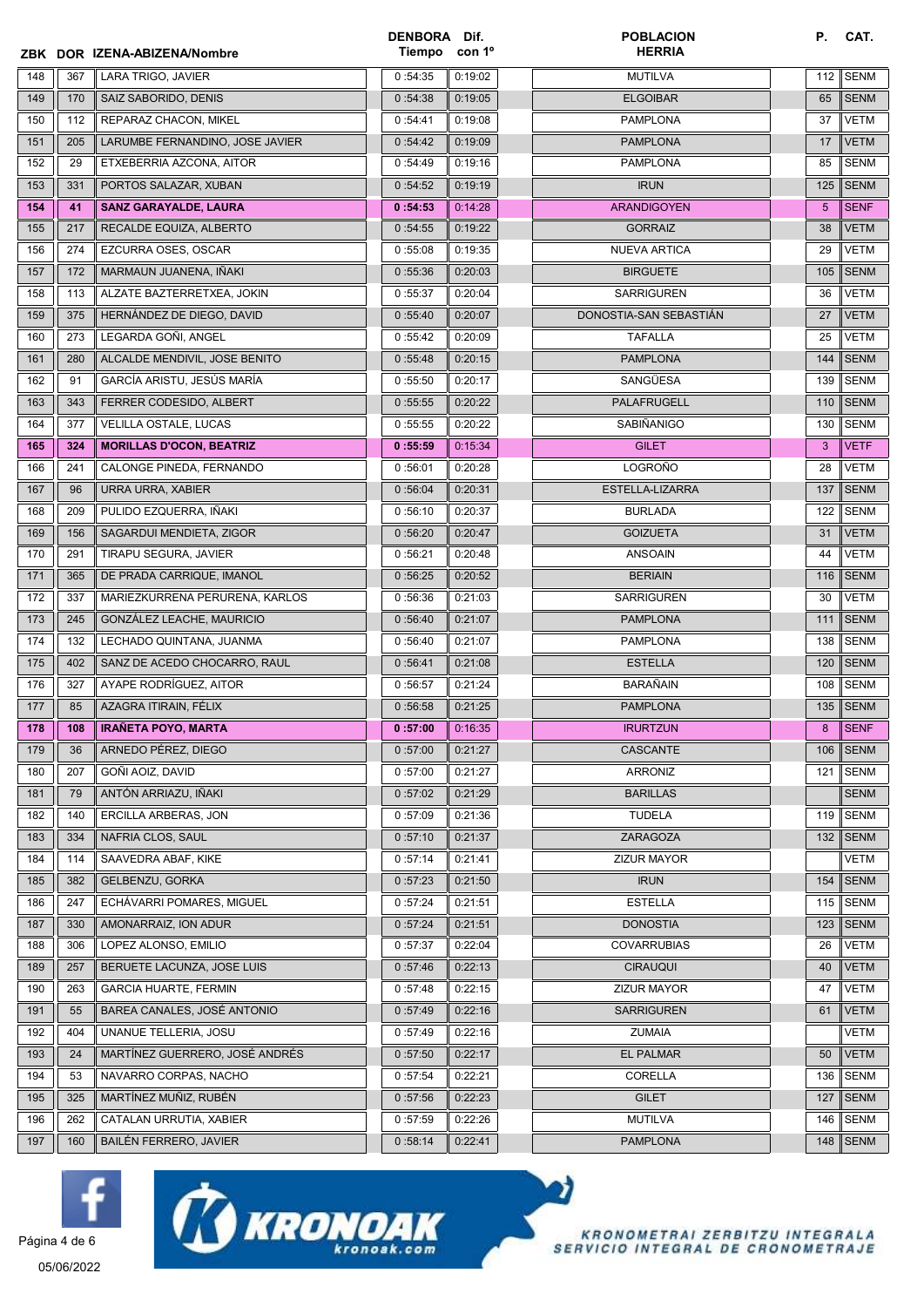| ZBK | DOR | IZENA-ABIZENA/Nombre | DENBORA Tiempo | Dif. con 1º | POBLACION HERRIA | P. | CAT. |
|---|---|---|---|---|---|---|---|
| 148 | 367 | LARA TRIGO, JAVIER | 0 :54:35 | 0:19:02 | MUTILVA | 112 | SENM |
| 149 | 170 | SAIZ SABORIDO, DENIS | 0 :54:38 | 0:19:05 | ELGOIBAR | 65 | SENM |
| 150 | 112 | REPARAZ CHACON, MIKEL | 0 :54:41 | 0:19:08 | PAMPLONA | 37 | VETM |
| 151 | 205 | LARUMBE FERNANDINO, JOSE JAVIER | 0 :54:42 | 0:19:09 | PAMPLONA | 17 | VETM |
| 152 | 29 | ETXEBERRIA AZCONA, AITOR | 0 :54:49 | 0:19:16 | PAMPLONA | 85 | SENM |
| 153 | 331 | PORTOS SALAZAR, XUBAN | 0 :54:52 | 0:19:19 | IRUN | 125 | SENM |
| **154** | **41** | **SANZ GARAYALDE, LAURA** | **0 :54:53** | 0:14:28 | ARANDIGOYEN | 5 | SENF |
| 155 | 217 | RECALDE EQUIZA, ALBERTO | 0 :54:55 | 0:19:22 | GORRAIZ | 38 | VETM |
| 156 | 274 | EZCURRA OSES, OSCAR | 0 :55:08 | 0:19:35 | NUEVA ARTICA | 29 | VETM |
| 157 | 172 | MARMAUN JUANENA, IÑAKI | 0 :55:36 | 0:20:03 | BIRGUETE | 105 | SENM |
| 158 | 113 | ALZATE BAZTERRETXEA, JOKIN | 0 :55:37 | 0:20:04 | SARRIGUREN | 36 | VETM |
| 159 | 375 | HERNÁNDEZ DE DIEGO, DAVID | 0 :55:40 | 0:20:07 | DONOSTIA-SAN SEBASTIÁN | 27 | VETM |
| 160 | 273 | LEGARDA GOÑI, ANGEL | 0 :55:42 | 0:20:09 | TAFALLA | 25 | VETM |
| 161 | 280 | ALCALDE MENDIVIL, JOSE BENITO | 0 :55:48 | 0:20:15 | PAMPLONA | 144 | SENM |
| 162 | 91 | GARCÍA ARISTU, JESÚS MARÍA | 0 :55:50 | 0:20:17 | SANGÜESA | 139 | SENM |
| 163 | 343 | FERRER CODESIDO, ALBERT | 0 :55:55 | 0:20:22 | PALAFRUGELL | 110 | SENM |
| 164 | 377 | VELILLA OSTALE, LUCAS | 0 :55:55 | 0:20:22 | SABIÑANIGO | 130 | SENM |
| **165** | **324** | **MORILLAS D'OCON, BEATRIZ** | **0 :55:59** | 0:15:34 | GILET | 3 | VETF |
| 166 | 241 | CALONGE PINEDA, FERNANDO | 0 :56:01 | 0:20:28 | LOGROÑO | 28 | VETM |
| 167 | 96 | URRA URRA, XABIER | 0 :56:04 | 0:20:31 | ESTELLA-LIZARRA | 137 | SENM |
| 168 | 209 | PULIDO EZQUERRA, IÑAKI | 0 :56:10 | 0:20:37 | BURLADA | 122 | SENM |
| 169 | 156 | SAGARDUI MENDIETA, ZIGOR | 0 :56:20 | 0:20:47 | GOIZUETA | 31 | VETM |
| 170 | 291 | TIRAPU SEGURA, JAVIER | 0 :56:21 | 0:20:48 | ANSOAIN | 44 | VETM |
| 171 | 365 | DE PRADA CARRIQUE, IMANOL | 0 :56:25 | 0:20:52 | BERIAIN | 116 | SENM |
| 172 | 337 | MARIEZKURRENA PERURENA, KARLOS | 0 :56:36 | 0:21:03 | SARRIGUREN | 30 | VETM |
| 173 | 245 | GONZÁLEZ LEACHE, MAURICIO | 0 :56:40 | 0:21:07 | PAMPLONA | 111 | SENM |
| 174 | 132 | LECHADO QUINTANA, JUANMA | 0 :56:40 | 0:21:07 | PAMPLONA | 138 | SENM |
| 175 | 402 | SANZ DE ACEDO CHOCARRO, RAUL | 0 :56:41 | 0:21:08 | ESTELLA | 120 | SENM |
| 176 | 327 | AYAPE RODRÍGUEZ, AITOR | 0 :56:57 | 0:21:24 | BARAÑAIN | 108 | SENM |
| 177 | 85 | AZAGRA ITIRAIN, FÉLIX | 0 :56:58 | 0:21:25 | PAMPLONA | 135 | SENM |
| **178** | **108** | **IRAÑETA POYO, MARTA** | **0 :57:00** | 0:16:35 | IRURTZUN | 8 | SENF |
| 179 | 36 | ARNEDO PÉREZ, DIEGO | 0 :57:00 | 0:21:27 | CASCANTE | 106 | SENM |
| 180 | 207 | GOÑI AOIZ, DAVID | 0 :57:00 | 0:21:27 | ARRONIZ | 121 | SENM |
| 181 | 79 | ANTÓN ARRIAZU, IÑAKI | 0 :57:02 | 0:21:29 | BARILLAS | | SENM |
| 182 | 140 | ERCILLA ARBERAS, JON | 0 :57:09 | 0:21:36 | TUDELA | 119 | SENM |
| 183 | 334 | NAFRIA CLOS, SAUL | 0 :57:10 | 0:21:37 | ZARAGOZA | 132 | SENM |
| 184 | 114 | SAAVEDRA ABAF, KIKE | 0 :57:14 | 0:21:41 | ZIZUR MAYOR | | VETM |
| 185 | 382 | GELBENZU, GORKA | 0 :57:23 | 0:21:50 | IRUN | 154 | SENM |
| 186 | 247 | ECHÁVARRI POMARES, MIGUEL | 0 :57:24 | 0:21:51 | ESTELLA | 115 | SENM |
| 187 | 330 | AMONARRAIZ, ION ADUR | 0 :57:24 | 0:21:51 | DONOSTIA | 123 | SENM |
| 188 | 306 | LOPEZ ALONSO, EMILIO | 0 :57:37 | 0:22:04 | COVARRUBIAS | 26 | VETM |
| 189 | 257 | BERUETE LACUNZA, JOSE LUIS | 0 :57:46 | 0:22:13 | CIRAUQUI | 40 | VETM |
| 190 | 263 | GARCIA HUARTE, FERMIN | 0 :57:48 | 0:22:15 | ZIZUR MAYOR | 47 | VETM |
| 191 | 55 | BAREA CANALES, JOSÉ ANTONIO | 0 :57:49 | 0:22:16 | SARRIGUREN | 61 | VETM |
| 192 | 404 | UNANUE TELLERIA, JOSU | 0 :57:49 | 0:22:16 | ZUMAIA | | VETM |
| 193 | 24 | MARTÍNEZ GUERRERO, JOSÉ ANDRÉS | 0 :57:50 | 0:22:17 | EL PALMAR | 50 | VETM |
| 194 | 53 | NAVARRO CORPAS, NACHO | 0 :57:54 | 0:22:21 | CORELLA | 136 | SENM |
| 195 | 325 | MARTÍNEZ MUÑIZ, RUBÉN | 0 :57:56 | 0:22:23 | GILET | 127 | SENM |
| 196 | 262 | CATALAN URRUTIA, XABIER | 0 :57:59 | 0:22:26 | MUTILVA | 146 | SENM |
| 197 | 160 | BAILÉN FERRERO, JAVIER | 0 :58:14 | 0:22:41 | PAMPLONA | 148 | SENM |

KRONOAK kronoak.com — KRONOMETRAI ZERBITZU INTEGRALA / SERVICIO INTEGRAL DE CRONOMETRAJE

05/06/2022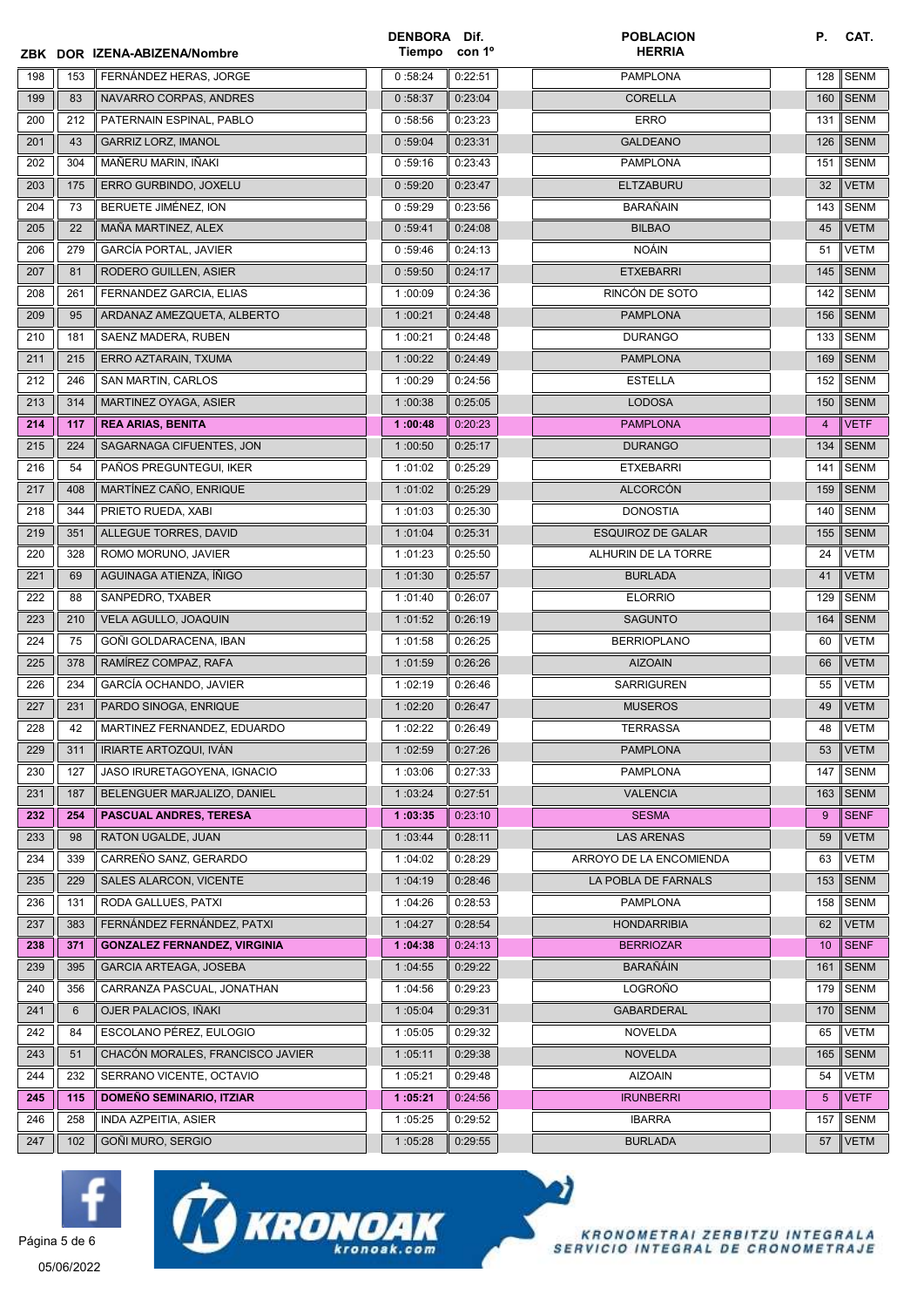| ZBK | DOR | IZENA-ABIZENA/Nombre | DENBORA Tiempo | Dif. con 1º | POBLACION HERRIA | P. | CAT. |
|---|---|---|---|---|---|---|---|
| 198 | 153 | FERNÁNDEZ HERAS, JORGE | 0 :58:24 | 0:22:51 | PAMPLONA | 128 | SENM |
| 199 | 83 | NAVARRO CORPAS, ANDRES | 0 :58:37 | 0:23:04 | CORELLA | 160 | SENM |
| 200 | 212 | PATERNAIN ESPINAL, PABLO | 0 :58:56 | 0:23:23 | ERRO | 131 | SENM |
| 201 | 43 | GARRIZ LORZ, IMANOL | 0 :59:04 | 0:23:31 | GALDEANO | 126 | SENM |
| 202 | 304 | MAÑERU MARIN, IÑAKI | 0 :59:16 | 0:23:43 | PAMPLONA | 151 | SENM |
| 203 | 175 | ERRO GURBINDO, JOXELU | 0 :59:20 | 0:23:47 | ELTZABURU | 32 | VETM |
| 204 | 73 | BERUETE JIMÉNEZ, ION | 0 :59:29 | 0:23:56 | BARAÑAIN | 143 | SENM |
| 205 | 22 | MAÑA MARTINEZ, ALEX | 0 :59:41 | 0:24:08 | BILBAO | 45 | VETM |
| 206 | 279 | GARCÍA PORTAL, JAVIER | 0 :59:46 | 0:24:13 | NOÁIN | 51 | VETM |
| 207 | 81 | RODERO GUILLEN, ASIER | 0 :59:50 | 0:24:17 | ETXEBARRI | 145 | SENM |
| 208 | 261 | FERNANDEZ GARCIA, ELIAS | 1 :00:09 | 0:24:36 | RINCÓN DE SOTO | 142 | SENM |
| 209 | 95 | ARDANAZ AMEZQUETA, ALBERTO | 1 :00:21 | 0:24:48 | PAMPLONA | 156 | SENM |
| 210 | 181 | SAENZ MADERA, RUBEN | 1 :00:21 | 0:24:48 | DURANGO | 133 | SENM |
| 211 | 215 | ERRO AZTARAIN, TXUMA | 1 :00:22 | 0:24:49 | PAMPLONA | 169 | SENM |
| 212 | 246 | SAN MARTIN, CARLOS | 1 :00:29 | 0:24:56 | ESTELLA | 152 | SENM |
| 213 | 314 | MARTINEZ OYAGA, ASIER | 1 :00:38 | 0:25:05 | LODOSA | 150 | SENM |
| **214** | **117** | **REA ARIAS, BENITA** | **1 :00:48** | 0:20:23 | PAMPLONA | 4 | VETF |
| 215 | 224 | SAGARNAGA CIFUENTES, JON | 1 :00:50 | 0:25:17 | DURANGO | 134 | SENM |
| 216 | 54 | PAÑOS PREGUNTEGUI, IKER | 1 :01:02 | 0:25:29 | ETXEBARRI | 141 | SENM |
| 217 | 408 | MARTÍNEZ CAÑO, ENRIQUE | 1 :01:02 | 0:25:29 | ALCORCÓN | 159 | SENM |
| 218 | 344 | PRIETO RUEDA, XABI | 1 :01:03 | 0:25:30 | DONOSTIA | 140 | SENM |
| 219 | 351 | ALLEGUE TORRES, DAVID | 1 :01:04 | 0:25:31 | ESQUIROZ DE GALAR | 155 | SENM |
| 220 | 328 | ROMO MORUNO, JAVIER | 1 :01:23 | 0:25:50 | ALHURIN DE LA TORRE | 24 | VETM |
| 221 | 69 | AGUINAGA ATIENZA, ÍÑIGO | 1 :01:30 | 0:25:57 | BURLADA | 41 | VETM |
| 222 | 88 | SANPEDRO, TXABER | 1 :01:40 | 0:26:07 | ELORRIO | 129 | SENM |
| 223 | 210 | VELA AGULLO, JOAQUIN | 1 :01:52 | 0:26:19 | SAGUNTO | 164 | SENM |
| 224 | 75 | GOÑI GOLDARACENA, IBAN | 1 :01:58 | 0:26:25 | BERRIOPLANO | 60 | VETM |
| 225 | 378 | RAMÍREZ COMPAZ, RAFA | 1 :01:59 | 0:26:26 | AIZOAIN | 66 | VETM |
| 226 | 234 | GARCÍA OCHANDO, JAVIER | 1 :02:19 | 0:26:46 | SARRIGUREN | 55 | VETM |
| 227 | 231 | PARDO SINOGA, ENRIQUE | 1 :02:20 | 0:26:47 | MUSEROS | 49 | VETM |
| 228 | 42 | MARTINEZ FERNANDEZ, EDUARDO | 1 :02:22 | 0:26:49 | TERRASSA | 48 | VETM |
| 229 | 311 | IRIARTE ARTOZQUI, IVÁN | 1 :02:59 | 0:27:26 | PAMPLONA | 53 | VETM |
| 230 | 127 | JASO IRURETAGOYENA, IGNACIO | 1 :03:06 | 0:27:33 | PAMPLONA | 147 | SENM |
| 231 | 187 | BELENGUER MARJALIZO, DANIEL | 1 :03:24 | 0:27:51 | VALENCIA | 163 | SENM |
| **232** | **254** | **PASCUAL ANDRES, TERESA** | **1 :03:35** | 0:23:10 | SESMA | 9 | SENF |
| 233 | 98 | RATON UGALDE, JUAN | 1 :03:44 | 0:28:11 | LAS ARENAS | 59 | VETM |
| 234 | 339 | CARREÑO SANZ, GERARDO | 1 :04:02 | 0:28:29 | ARROYO DE LA ENCOMIENDA | 63 | VETM |
| 235 | 229 | SALES ALARCON, VICENTE | 1 :04:19 | 0:28:46 | LA POBLA DE FARNALS | 153 | SENM |
| 236 | 131 | RODA GALLUES, PATXI | 1 :04:26 | 0:28:53 | PAMPLONA | 158 | SENM |
| 237 | 383 | FERNÁNDEZ FERNÁNDEZ, PATXI | 1 :04:27 | 0:28:54 | HONDARRIBIA | 62 | VETM |
| **238** | **371** | **GONZALEZ FERNANDEZ, VIRGINIA** | **1 :04:38** | 0:24:13 | BERRIOZAR | 10 | SENF |
| 239 | 395 | GARCIA ARTEAGA, JOSEBA | 1 :04:55 | 0:29:22 | BARAÑÁIN | 161 | SENM |
| 240 | 356 | CARRANZA PASCUAL, JONATHAN | 1 :04:56 | 0:29:23 | LOGROÑO | 179 | SENM |
| 241 | 6 | OJER PALACIOS, IÑAKI | 1 :05:04 | 0:29:31 | GABARDERAL | 170 | SENM |
| 242 | 84 | ESCOLANO PÉREZ, EULOGIO | 1 :05:05 | 0:29:32 | NOVELDA | 65 | VETM |
| 243 | 51 | CHACÓN MORALES, FRANCISCO JAVIER | 1 :05:11 | 0:29:38 | NOVELDA | 165 | SENM |
| 244 | 232 | SERRANO VICENTE, OCTAVIO | 1 :05:21 | 0:29:48 | AIZOAIN | 54 | VETM |
| **245** | **115** | **DOMEÑO SEMINARIO, ITZIAR** | **1 :05:21** | 0:24:56 | IRUNBERRI | 5 | VETF |
| 246 | 258 | INDA AZPEITIA, ASIER | 1 :05:25 | 0:29:52 | IBARRA | 157 | SENM |
| 247 | 102 | GOÑI MURO, SERGIO | 1 :05:28 | 0:29:55 | BURLADA | 57 | VETM |

05/06/2022

KRONOAK kronoak.com

KRONOMETRAI ZERBITZU INTEGRALA
SERVICIO INTEGRAL DE CRONOMETRAJE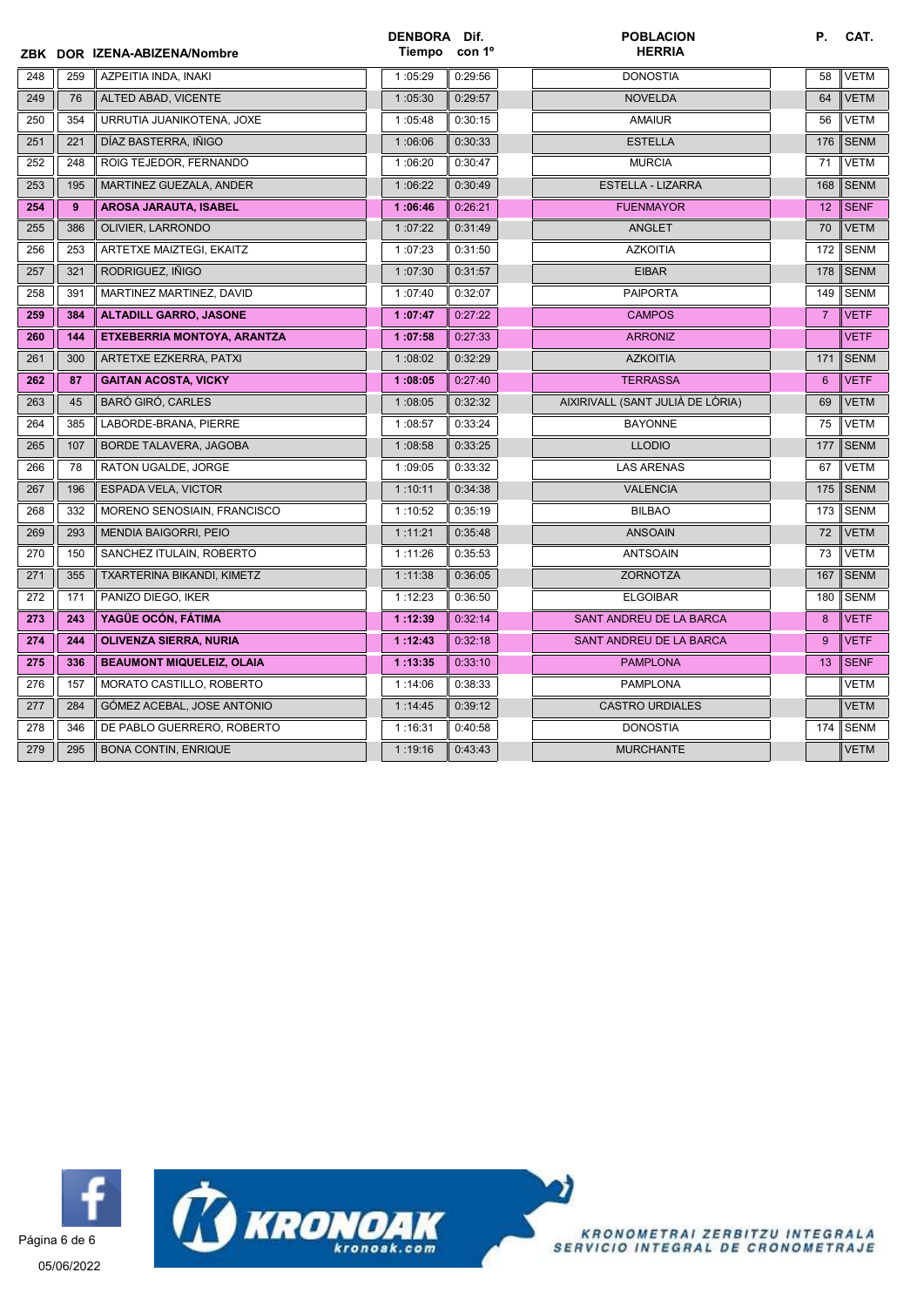| ZBK | DOR | IZENA-ABIZENA/Nombre | DENBORA Tiempo | Dif. con 1º | POBLACION HERRIA | P. | CAT. |
|---|---|---|---|---|---|---|---|
| 248 | 259 | AZPEITIA INDA, INAKI | 1 :05:29 | 0:29:56 | DONOSTIA | 58 | VETM |
| 249 | 76 | ALTED ABAD, VICENTE | 1 :05:30 | 0:29:57 | NOVELDA | 64 | VETM |
| 250 | 354 | URRUTIA JUANIKOTENA, JOXE | 1 :05:48 | 0:30:15 | AMAIUR | 56 | VETM |
| 251 | 221 | DÍAZ BASTERRA, IÑIGO | 1 :06:06 | 0:30:33 | ESTELLA | 176 | SENM |
| 252 | 248 | ROIG TEJEDOR, FERNANDO | 1 :06:20 | 0:30:47 | MURCIA | 71 | VETM |
| 253 | 195 | MARTINEZ GUEZALA, ANDER | 1 :06:22 | 0:30:49 | ESTELLA - LIZARRA | 168 | SENM |
| **254** | **9** | **AROSA JARAUTA, ISABEL** | **1 :06:46** | 0:26:21 | FUENMAYOR | 12 | SENF |
| 255 | 386 | OLIVIER, LARRONDO | 1 :07:22 | 0:31:49 | ANGLET | 70 | VETM |
| 256 | 253 | ARTETXE MAIZTEGI, EKAITZ | 1 :07:23 | 0:31:50 | AZKOITIA | 172 | SENM |
| 257 | 321 | RODRIGUEZ, IÑIGO | 1 :07:30 | 0:31:57 | EIBAR | 178 | SENM |
| 258 | 391 | MARTINEZ MARTINEZ, DAVID | 1 :07:40 | 0:32:07 | PAIPORTA | 149 | SENM |
| **259** | **384** | **ALTADILL GARRO, JASONE** | **1 :07:47** | 0:27:22 | CAMPOS | 7 | VETF |
| **260** | **144** | **ETXEBERRIA MONTOYA, ARANTZA** | **1 :07:58** | 0:27:33 | ARRONIZ | | VETF |
| 261 | 300 | ARTETXE EZKERRA, PATXI | 1 :08:02 | 0:32:29 | AZKOITIA | 171 | SENM |
| **262** | **87** | **GAITAN ACOSTA, VICKY** | **1 :08:05** | 0:27:40 | TERRASSA | 6 | VETF |
| 263 | 45 | BARÓ GIRÓ, CARLES | 1 :08:05 | 0:32:32 | AIXIRIVALL (SANT JULIÀ DE LÒRIA) | 69 | VETM |
| 264 | 385 | LABORDE-BRANA, PIERRE | 1 :08:57 | 0:33:24 | BAYONNE | 75 | VETM |
| 265 | 107 | BORDE TALAVERA, JAGOBA | 1 :08:58 | 0:33:25 | LLODIO | 177 | SENM |
| 266 | 78 | RATON UGALDE, JORGE | 1 :09:05 | 0:33:32 | LAS ARENAS | 67 | VETM |
| 267 | 196 | ESPADA VELA, VICTOR | 1 :10:11 | 0:34:38 | VALENCIA | 175 | SENM |
| 268 | 332 | MORENO SENOSIAIN, FRANCISCO | 1 :10:52 | 0:35:19 | BILBAO | 173 | SENM |
| 269 | 293 | MENDIA BAIGORRI, PEIO | 1 :11:21 | 0:35:48 | ANSOAIN | 72 | VETM |
| 270 | 150 | SANCHEZ ITULAIN, ROBERTO | 1 :11:26 | 0:35:53 | ANTSOAIN | 73 | VETM |
| 271 | 355 | TXARTERINA BIKANDI, KIMETZ | 1 :11:38 | 0:36:05 | ZORNOTZA | 167 | SENM |
| 272 | 171 | PANIZO DIEGO, IKER | 1 :12:23 | 0:36:50 | ELGOIBAR | 180 | SENM |
| **273** | **243** | **YAGÜE OCÓN, FÁTIMA** | **1 :12:39** | 0:32:14 | SANT ANDREU DE LA BARCA | 8 | VETF |
| **274** | **244** | **OLIVENZA SIERRA, NURIA** | **1 :12:43** | 0:32:18 | SANT ANDREU DE LA BARCA | 9 | VETF |
| **275** | **336** | **BEAUMONT MIQUELEIZ, OLAIA** | **1 :13:35** | 0:33:10 | PAMPLONA | 13 | SENF |
| 276 | 157 | MORATO CASTILLO, ROBERTO | 1 :14:06 | 0:38:33 | PAMPLONA | | VETM |
| 277 | 284 | GÓMEZ ACEBAL, JOSE ANTONIO | 1 :14:45 | 0:39:12 | CASTRO URDIALES | | VETM |
| 278 | 346 | DE PABLO GUERRERO, ROBERTO | 1 :16:31 | 0:40:58 | DONOSTIA | 174 | SENM |
| 279 | 295 | BONA CONTIN, ENRIQUE | 1 :19:16 | 0:43:43 | MURCHANTE | | VETM |

05/06/2022

KRONOAK kronoak.com

KRONOMETRAI ZERBITZU INTEGRALA
SERVICIO INTEGRAL DE CRONOMETRAJE